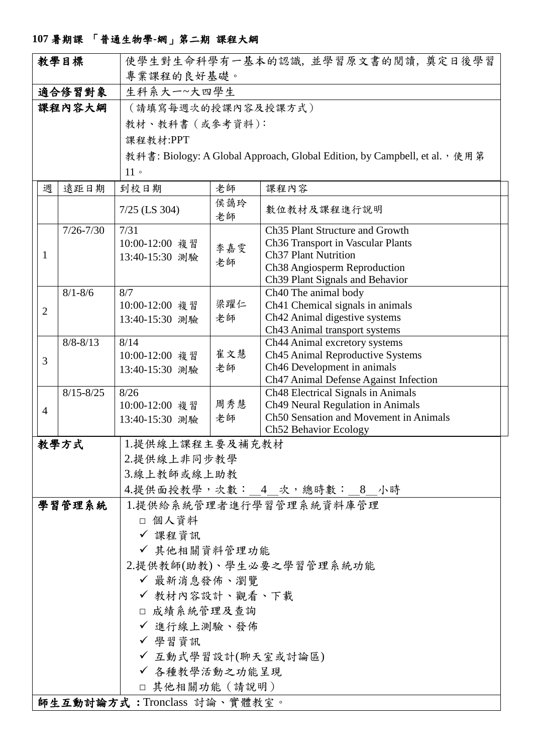**107 暑期課 「普通生物學-網」第二期 課程大綱**

| 項目 | 內容 |
|---|---|
| **教學目標** | 使學生對生命科學有一基本的認識，並學習原文書的閱讀，奠定日後學習專業課程的良好基礎。 |
| **適合修習對象** | 生科系大一~大四學生 |
| **課程內容大綱** | （請填寫每週次的授課內容及授課方式）<br>教材、教科書（或參考資料）:<br>課程教材:PPT<br>教科書: Biology: A Global Approach, Global Edition, by Campbell, et al.，使用第 11。 |

| 週 | 遠距日期 | 到校日期 | 老師 | 課程內容 |
|---|---|---|---|---|
| | | 7/25 (LS 304) | 侯藹玲老師 | 數位教材及課程進行說明 |
| 1 | 7/26-7/30 | 7/31<br>10:00-12:00 複習<br>13:40-15:30 測驗 | 李嘉雯老師 | Ch35 Plant Structure and Growth<br>Ch36 Transport in Vascular Plants<br>Ch37 Plant Nutrition<br>Ch38 Angiosperm Reproduction<br>Ch39 Plant Signals and Behavior |
| 2 | 8/1-8/6 | 8/7<br>10:00-12:00 複習<br>13:40-15:30 測驗 | 梁躍仁老師 | Ch40 The animal body<br>Ch41 Chemical signals in animals<br>Ch42 Animal digestive systems<br>Ch43 Animal transport systems |
| 3 | 8/8-8/13 | 8/14<br>10:00-12:00 複習<br>13:40-15:30 測驗 | 崔文慧老師 | Ch44 Animal excretory systems<br>Ch45 Animal Reproductive Systems<br>Ch46 Development in animals<br>Ch47 Animal Defense Against Infection |
| 4 | 8/15-8/25 | 8/26<br>10:00-12:00 複習<br>13:40-15:30 測驗 | 周秀慧老師 | Ch48 Electrical Signals in Animals<br>Ch49 Neural Regulation in Animals<br>Ch50 Sensation and Movement in Animals<br>Ch52 Behavior Ecology |

| 項目 | 內容 |
|---|---|
| **教學方式** | 1.提供線上課程主要及補充教材<br>2.提供線上非同步教學<br>3.線上教師或線上助教<br>4.提供面授教學，次數：__4__次，總時數：__8__小時 |
| **學習管理系統** | 1.提供給系統管理者進行學習管理系統資料庫管理<br>□ 個人資料<br>✓ 課程資訊<br>✓ 其他相關資料管理功能<br>2.提供教師(助教)、學生必要之學習管理系統功能<br>✓ 最新消息發佈、瀏覽<br>✓ 教材內容設計、觀看、下載<br>□ 成績系統管理及查詢<br>✓ 進行線上測驗、發佈<br>✓ 學習資訊<br>✓ 互動式學習設計(聊天室或討論區)<br>✓ 各種教學活動之功能呈現<br>□ 其他相關功能（請說明） |

**師生互動討論方式：**Tronclass 討論、實體教室。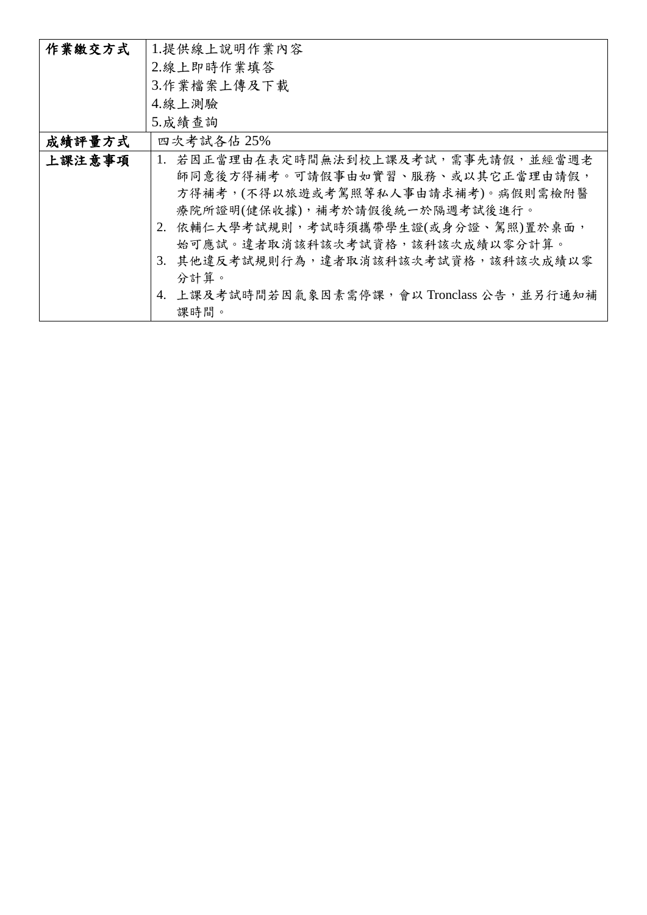| | |
|---|---|
| **作業繳交方式** | 1.提供線上說明作業內容<br>2.線上即時作業填答<br>3.作業檔案上傳及下載<br>4.線上測驗<br>5.成績查詢 |
| **成績評量方式** | 四次考試各佔 25% |
| **上課注意事項** | 1. 若因正當理由在表定時間無法到校上課及考試，需事先請假，並經當週老師同意後方得補考。可請假事由如實習、服務、或以其它正當理由請假，方得補考，(不得以旅遊或考駕照等私人事由請求補考)。病假則需檢附醫療院所證明(健保收據)，補考於請假後統一於隔週考試後進行。<br>2. 依輔仁大學考試規則，考試時須攜帶學生證(或身分證、駕照)置於桌面，始可應試。違者取消該科該次考試資格，該科該次成績以零分計算。<br>3. 其他違反考試規則行為，違者取消該科該次考試資格，該科該次成績以零分計算。<br>4. 上課及考試時間若因氣象因素需停課，會以 Tronclass 公告，並另行通知補課時間。 |